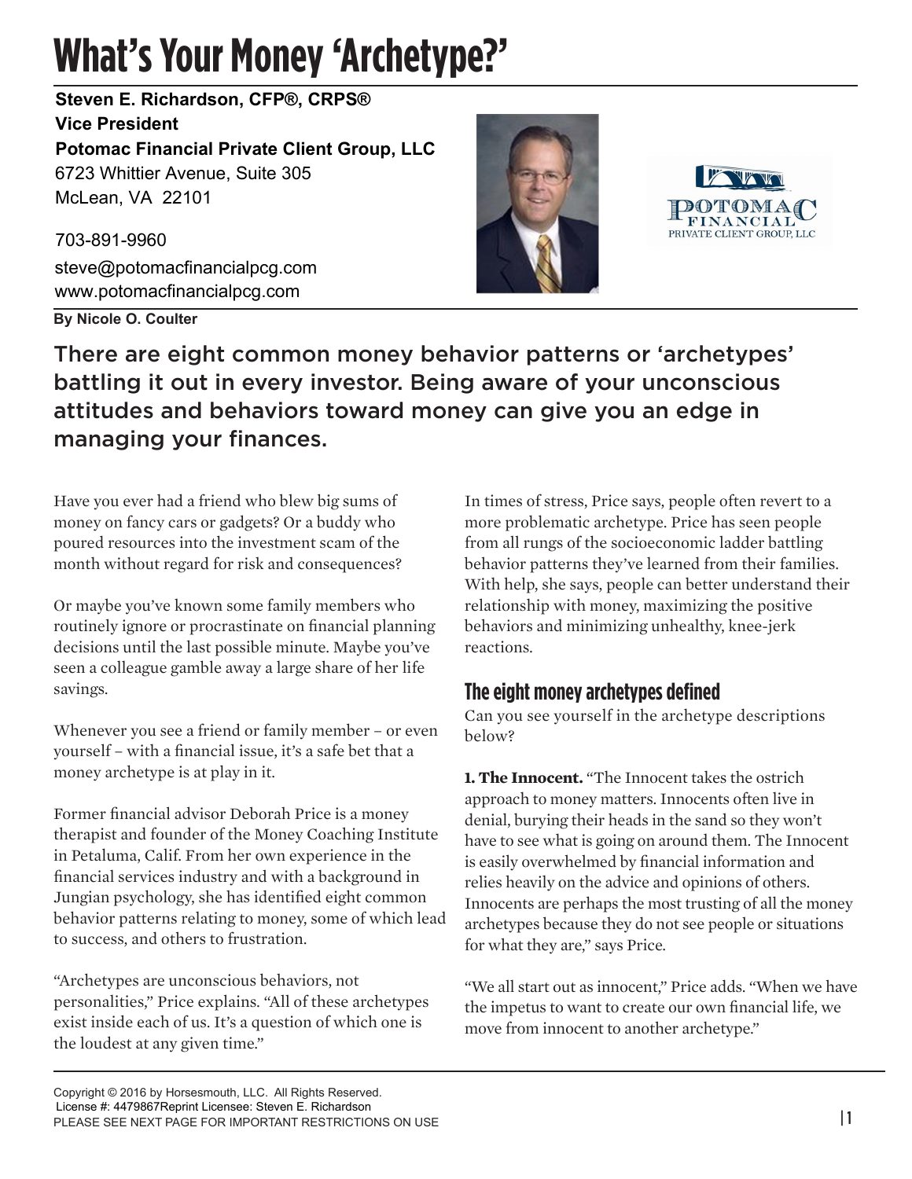# What's Your Money 'Archetype?'

**Steven E. Richardson, CFP®, CRPS®**
**Vice President**
**Potomac Financial Private Client Group, LLC**
6723 Whittier Avenue, Suite 305
McLean, VA 22101

703-891-9960
steve@potomacfinancialpcg.com
www.potomacfinancialpcg.com

**By Nicole O. Coulter**

There are eight common money behavior patterns or 'archetypes' battling it out in every investor. Being aware of your unconscious attitudes and behaviors toward money can give you an edge in managing your finances.

Have you ever had a friend who blew big sums of money on fancy cars or gadgets? Or a buddy who poured resources into the investment scam of the month without regard for risk and consequences?

Or maybe you've known some family members who routinely ignore or procrastinate on financial planning decisions until the last possible minute. Maybe you've seen a colleague gamble away a large share of her life savings.

Whenever you see a friend or family member – or even yourself – with a financial issue, it's a safe bet that a money archetype is at play in it.

Former financial advisor Deborah Price is a money therapist and founder of the Money Coaching Institute in Petaluma, Calif. From her own experience in the financial services industry and with a background in Jungian psychology, she has identified eight common behavior patterns relating to money, some of which lead to success, and others to frustration.

"Archetypes are unconscious behaviors, not personalities," Price explains. "All of these archetypes exist inside each of us. It's a question of which one is the loudest at any given time."

In times of stress, Price says, people often revert to a more problematic archetype. Price has seen people from all rungs of the socioeconomic ladder battling behavior patterns they've learned from their families. With help, she says, people can better understand their relationship with money, maximizing the positive behaviors and minimizing unhealthy, knee-jerk reactions.

## The eight money archetypes defined

Can you see yourself in the archetype descriptions below?

**1. The Innocent.** "The Innocent takes the ostrich approach to money matters. Innocents often live in denial, burying their heads in the sand so they won't have to see what is going on around them. The Innocent is easily overwhelmed by financial information and relies heavily on the advice and opinions of others. Innocents are perhaps the most trusting of all the money archetypes because they do not see people or situations for what they are," says Price.

"We all start out as innocent," Price adds. "When we have the impetus to want to create our own financial life, we move from innocent to another archetype."

Copyright © 2016 by Horsesmouth, LLC. All Rights Reserved.
License #: 4479867Reprint Licensee: Steven E. Richardson
PLEASE SEE NEXT PAGE FOR IMPORTANT RESTRICTIONS ON USE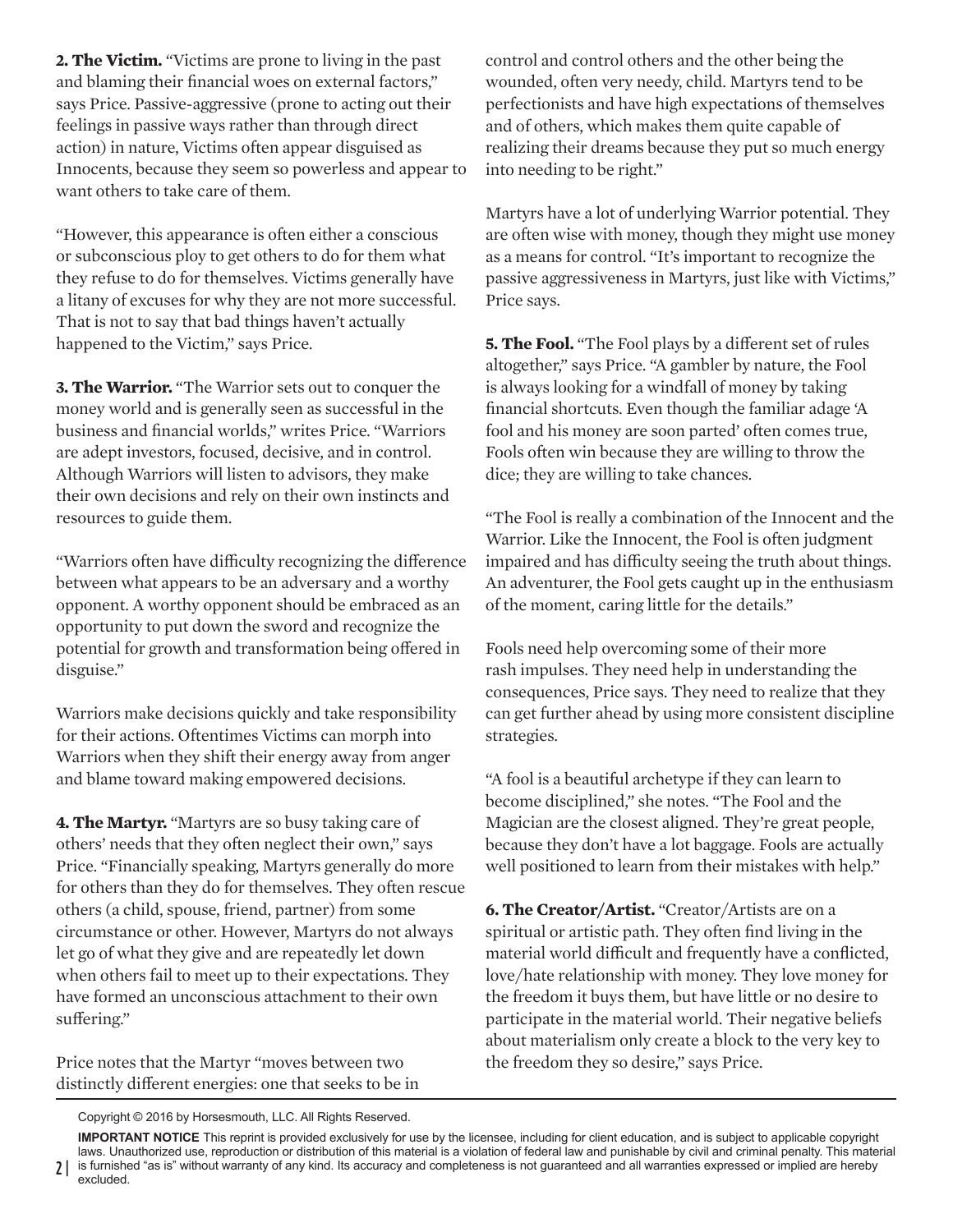**2. The Victim.** "Victims are prone to living in the past and blaming their financial woes on external factors," says Price. Passive-aggressive (prone to acting out their feelings in passive ways rather than through direct action) in nature, Victims often appear disguised as Innocents, because they seem so powerless and appear to want others to take care of them.

"However, this appearance is often either a conscious or subconscious ploy to get others to do for them what they refuse to do for themselves. Victims generally have a litany of excuses for why they are not more successful. That is not to say that bad things haven't actually happened to the Victim," says Price.

**3. The Warrior.** "The Warrior sets out to conquer the money world and is generally seen as successful in the business and financial worlds," writes Price. "Warriors are adept investors, focused, decisive, and in control. Although Warriors will listen to advisors, they make their own decisions and rely on their own instincts and resources to guide them.

"Warriors often have difficulty recognizing the difference between what appears to be an adversary and a worthy opponent. A worthy opponent should be embraced as an opportunity to put down the sword and recognize the potential for growth and transformation being offered in disguise."

Warriors make decisions quickly and take responsibility for their actions. Oftentimes Victims can morph into Warriors when they shift their energy away from anger and blame toward making empowered decisions.

**4. The Martyr.** "Martyrs are so busy taking care of others' needs that they often neglect their own," says Price. "Financially speaking, Martyrs generally do more for others than they do for themselves. They often rescue others (a child, spouse, friend, partner) from some circumstance or other. However, Martyrs do not always let go of what they give and are repeatedly let down when others fail to meet up to their expectations. They have formed an unconscious attachment to their own suffering."

Price notes that the Martyr "moves between two distinctly different energies: one that seeks to be in control and control others and the other being the wounded, often very needy, child. Martyrs tend to be perfectionists and have high expectations of themselves and of others, which makes them quite capable of realizing their dreams because they put so much energy into needing to be right."

Martyrs have a lot of underlying Warrior potential. They are often wise with money, though they might use money as a means for control. "It's important to recognize the passive aggressiveness in Martyrs, just like with Victims," Price says.

**5. The Fool.** "The Fool plays by a different set of rules altogether," says Price. "A gambler by nature, the Fool is always looking for a windfall of money by taking financial shortcuts. Even though the familiar adage 'A fool and his money are soon parted' often comes true, Fools often win because they are willing to throw the dice; they are willing to take chances.

"The Fool is really a combination of the Innocent and the Warrior. Like the Innocent, the Fool is often judgment impaired and has difficulty seeing the truth about things. An adventurer, the Fool gets caught up in the enthusiasm of the moment, caring little for the details."

Fools need help overcoming some of their more rash impulses. They need help in understanding the consequences, Price says. They need to realize that they can get further ahead by using more consistent discipline strategies.

"A fool is a beautiful archetype if they can learn to become disciplined," she notes. "The Fool and the Magician are the closest aligned. They're great people, because they don't have a lot baggage. Fools are actually well positioned to learn from their mistakes with help."

**6. The Creator/Artist.** "Creator/Artists are on a spiritual or artistic path. They often find living in the material world difficult and frequently have a conflicted, love/hate relationship with money. They love money for the freedom it buys them, but have little or no desire to participate in the material world. Their negative beliefs about materialism only create a block to the very key to the freedom they so desire," says Price.

Copyright © 2016 by Horsesmouth, LLC. All Rights Reserved.

**IMPORTANT NOTICE** This reprint is provided exclusively for use by the licensee, including for client education, and is subject to applicable copyright laws. Unauthorized use, reproduction or distribution of this material is a violation of federal law and punishable by civil and criminal penalty. This material is furnished "as is" without warranty of any kind. Its accuracy and completeness is not guaranteed and all warranties expressed or implied are hereby excluded.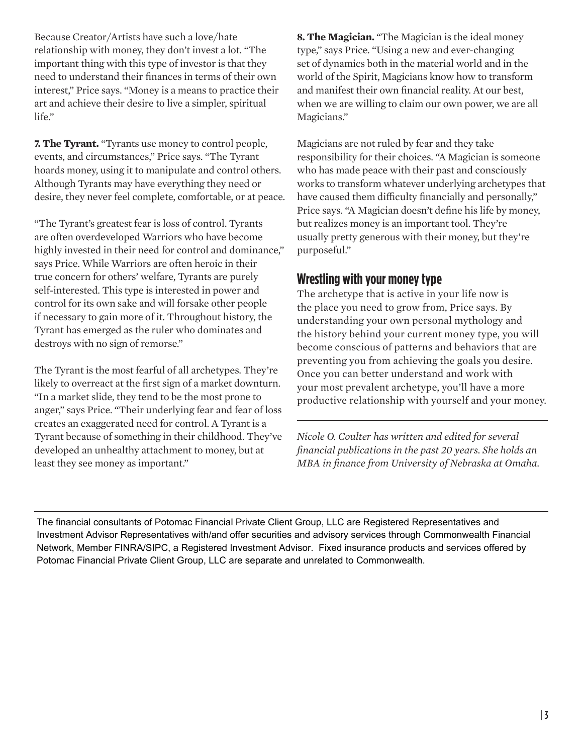Because Creator/Artists have such a love/hate relationship with money, they don't invest a lot. "The important thing with this type of investor is that they need to understand their finances in terms of their own interest," Price says. "Money is a means to practice their art and achieve their desire to live a simpler, spiritual life."

**7. The Tyrant.** "Tyrants use money to control people, events, and circumstances," Price says. "The Tyrant hoards money, using it to manipulate and control others. Although Tyrants may have everything they need or desire, they never feel complete, comfortable, or at peace.

"The Tyrant's greatest fear is loss of control. Tyrants are often overdeveloped Warriors who have become highly invested in their need for control and dominance," says Price. While Warriors are often heroic in their true concern for others' welfare, Tyrants are purely self-interested. This type is interested in power and control for its own sake and will forsake other people if necessary to gain more of it. Throughout history, the Tyrant has emerged as the ruler who dominates and destroys with no sign of remorse."

The Tyrant is the most fearful of all archetypes. They're likely to overreact at the first sign of a market downturn. "In a market slide, they tend to be the most prone to anger," says Price. "Their underlying fear and fear of loss creates an exaggerated need for control. A Tyrant is a Tyrant because of something in their childhood. They've developed an unhealthy attachment to money, but at least they see money as important."

**8. The Magician.** "The Magician is the ideal money type," says Price. "Using a new and ever-changing set of dynamics both in the material world and in the world of the Spirit, Magicians know how to transform and manifest their own financial reality. At our best, when we are willing to claim our own power, we are all Magicians."

Magicians are not ruled by fear and they take responsibility for their choices. "A Magician is someone who has made peace with their past and consciously works to transform whatever underlying archetypes that have caused them difficulty financially and personally," Price says. "A Magician doesn't define his life by money, but realizes money is an important tool. They're usually pretty generous with their money, but they're purposeful."

## Wrestling with your money type

The archetype that is active in your life now is the place you need to grow from, Price says. By understanding your own personal mythology and the history behind your current money type, you will become conscious of patterns and behaviors that are preventing you from achieving the goals you desire. Once you can better understand and work with your most prevalent archetype, you'll have a more productive relationship with yourself and your money.

---

*Nicole O. Coulter has written and edited for several financial publications in the past 20 years. She holds an MBA in finance from University of Nebraska at Omaha.*

---

The financial consultants of Potomac Financial Private Client Group, LLC are Registered Representatives and Investment Advisor Representatives with/and offer securities and advisory services through Commonwealth Financial Network, Member FINRA/SIPC, a Registered Investment Advisor. Fixed insurance products and services offered by Potomac Financial Private Client Group, LLC are separate and unrelated to Commonwealth.